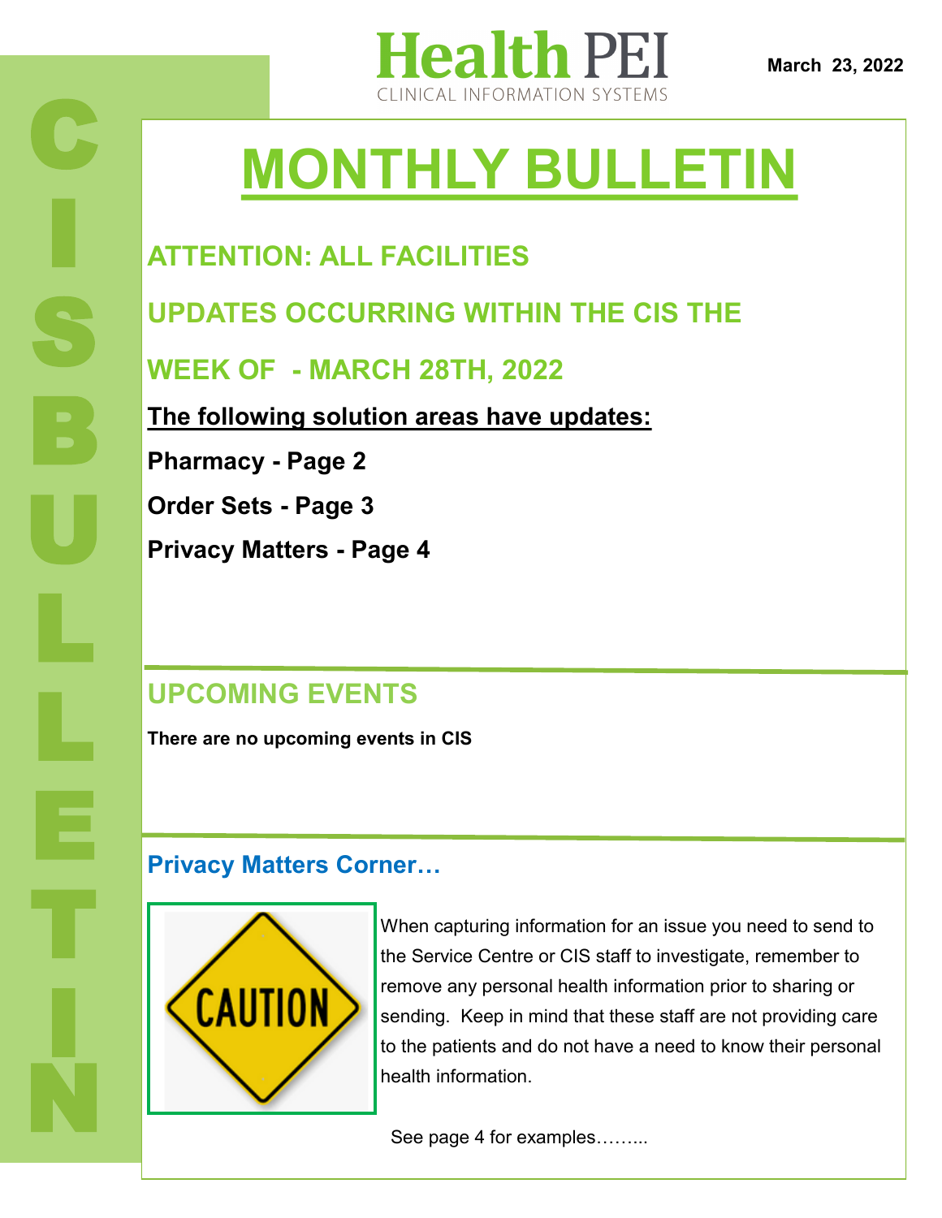Health PEI
CLINICAL INFORMATION SYSTEMS

March 23, 2022

CIS BULLETIN

# MONTHLY BULLETIN

## ATTENTION: ALL FACILITIES

## UPDATES OCCURRING WITHIN THE CIS THE WEEK OF - MARCH 28TH, 2022

**The following solution areas have updates:**

**Pharmacy - Page 2**

**Order Sets - Page 3**

**Privacy Matters - Page 4**

## UPCOMING EVENTS

**There are no upcoming events in CIS**

## Privacy Matters Corner…

CAUTION

When capturing information for an issue you need to send to the Service Centre or CIS staff to investigate, remember to remove any personal health information prior to sharing or sending. Keep in mind that these staff are not providing care to the patients and do not have a need to know their personal health information.

See page 4 for examples……..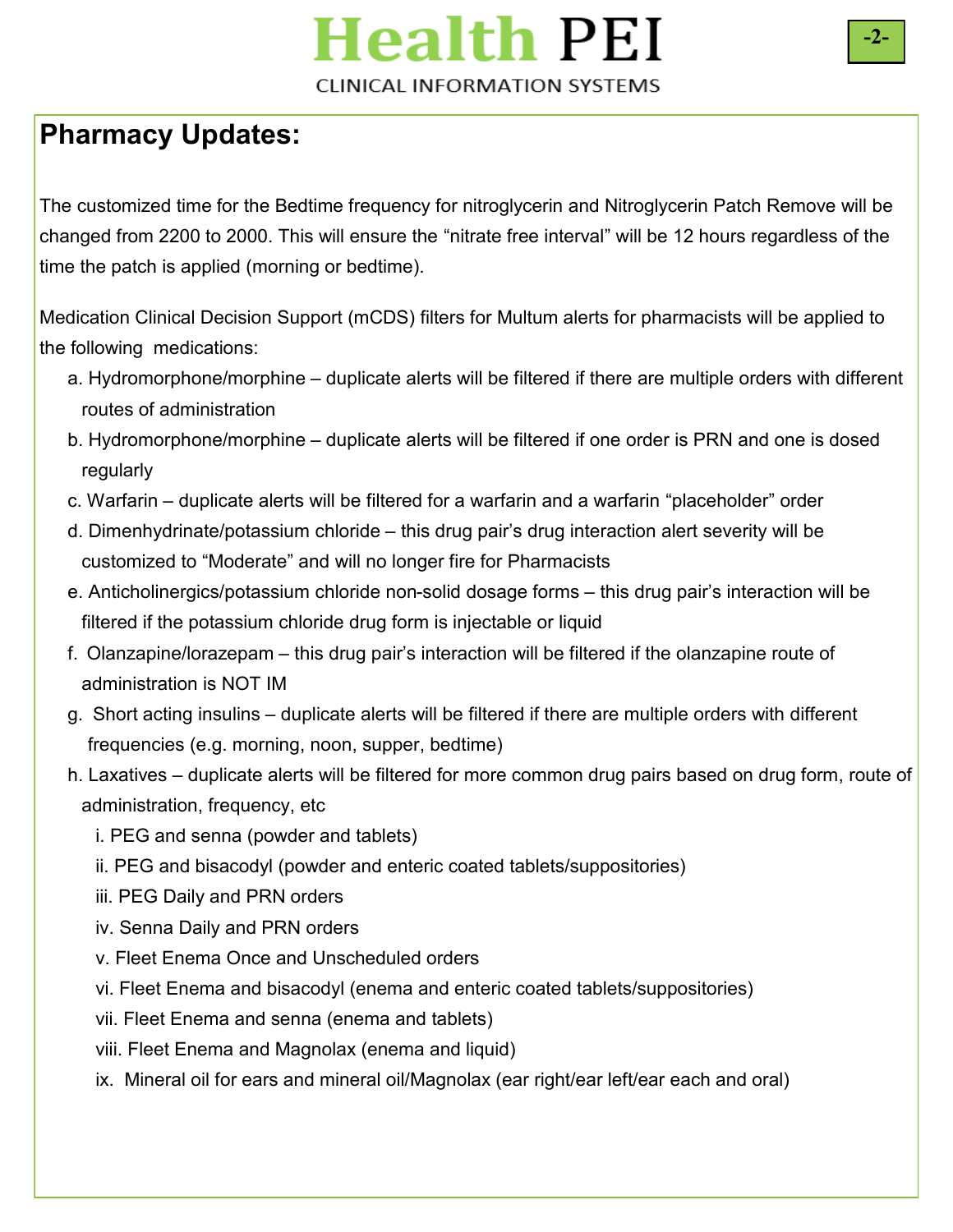## Pharmacy Updates:

The customized time for the Bedtime frequency for nitroglycerin and Nitroglycerin Patch Remove will be changed from 2200 to 2000. This will ensure the "nitrate free interval" will be 12 hours regardless of the time the patch is applied (morning or bedtime).

Medication Clinical Decision Support (mCDS) filters for Multum alerts for pharmacists will be applied to the following medications:

a. Hydromorphone/morphine – duplicate alerts will be filtered if there are multiple orders with different routes of administration

b. Hydromorphone/morphine – duplicate alerts will be filtered if one order is PRN and one is dosed regularly

c. Warfarin – duplicate alerts will be filtered for a warfarin and a warfarin "placeholder" order

d. Dimenhydrinate/potassium chloride – this drug pair's drug interaction alert severity will be customized to "Moderate" and will no longer fire for Pharmacists

e. Anticholinergics/potassium chloride non-solid dosage forms – this drug pair's interaction will be filtered if the potassium chloride drug form is injectable or liquid

f. Olanzapine/lorazepam – this drug pair's interaction will be filtered if the olanzapine route of administration is NOT IM

g. Short acting insulins – duplicate alerts will be filtered if there are multiple orders with different frequencies (e.g. morning, noon, supper, bedtime)

h. Laxatives – duplicate alerts will be filtered for more common drug pairs based on drug form, route of administration, frequency, etc

   i. PEG and senna (powder and tablets)

   ii. PEG and bisacodyl (powder and enteric coated tablets/suppositories)

   iii. PEG Daily and PRN orders

   iv. Senna Daily and PRN orders

   v. Fleet Enema Once and Unscheduled orders

   vi. Fleet Enema and bisacodyl (enema and enteric coated tablets/suppositories)

   vii. Fleet Enema and senna (enema and tablets)

   viii. Fleet Enema and Magnolax (enema and liquid)

   ix. Mineral oil for ears and mineral oil/Magnolax (ear right/ear left/ear each and oral)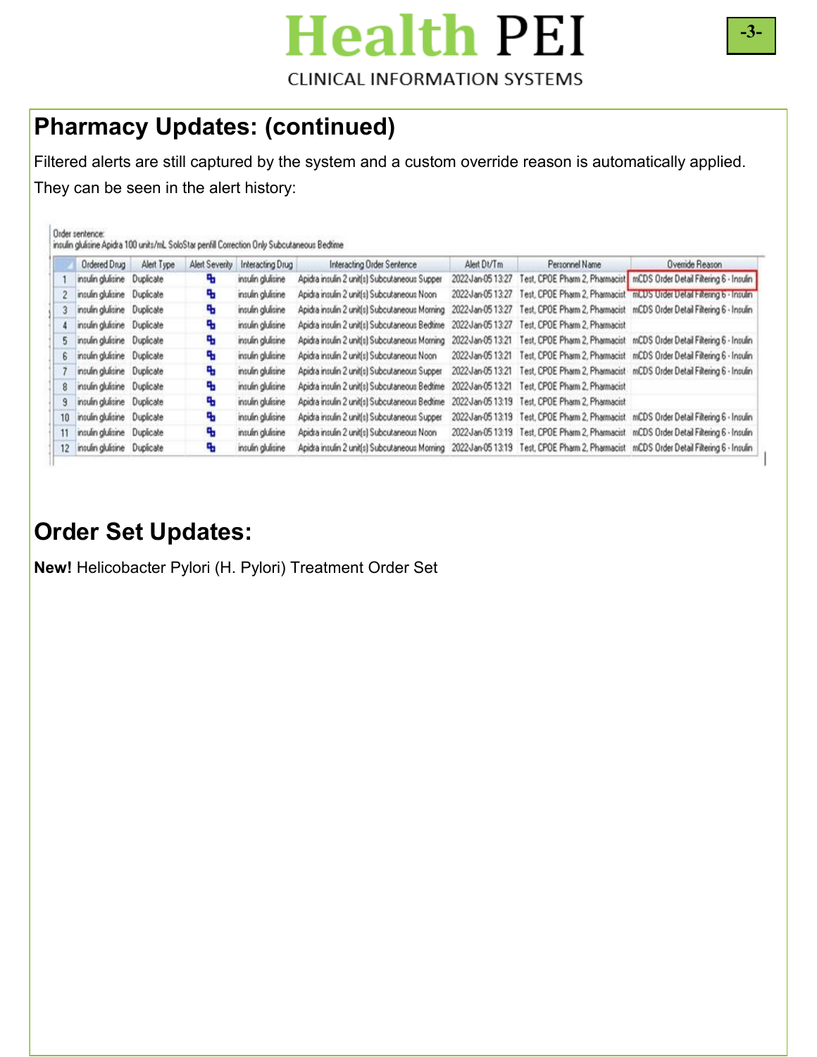## Pharmacy Updates: (continued)

Filtered alerts are still captured by the system and a custom override reason is automatically applied. They can be seen in the alert history:

Order sentence:
insulin glulisine Apidra 100 units/mL SoloStar penfill Correction Only Subcutaneous Bedtime

| | Ordered Drug | Alert Type | Alert Severity | Interacting Drug | Interacting Order Sentence | Alert Dt/Tm | Personnel Name | Override Reason |
|---|---|---|---|---|---|---|---|---|
| 1 | insulin glulisine | Duplicate | | insulin glulisine | Apidra insulin 2 unit(s) Subcutaneous Supper | 2022-Jan-05 13:27 | Test, CPOE Pharm 2, Pharmacist | mCDS Order Detail Filtering 6 - Insulin |
| 2 | insulin glulisine | Duplicate | | insulin glulisine | Apidra insulin 2 unit(s) Subcutaneous Noon | 2022-Jan-05 13:27 | Test, CPOE Pharm 2, Pharmacist | mCDS Order Detail Filtering 6 - Insulin |
| 3 | insulin glulisine | Duplicate | | insulin glulisine | Apidra insulin 2 unit(s) Subcutaneous Morning | 2022-Jan-05 13:27 | Test, CPOE Pharm 2, Pharmacist | mCDS Order Detail Filtering 6 - Insulin |
| 4 | insulin glulisine | Duplicate | | insulin glulisine | Apidra insulin 2 unit(s) Subcutaneous Bedtime | 2022-Jan-05 13:27 | Test, CPOE Pharm 2, Pharmacist | |
| 5 | insulin glulisine | Duplicate | | insulin glulisine | Apidra insulin 2 unit(s) Subcutaneous Morning | 2022-Jan-05 13:21 | Test, CPOE Pharm 2, Pharmacist | mCDS Order Detail Filtering 6 - Insulin |
| 6 | insulin glulisine | Duplicate | | insulin glulisine | Apidra insulin 2 unit(s) Subcutaneous Noon | 2022-Jan-05 13:21 | Test, CPOE Pharm 2, Pharmacist | mCDS Order Detail Filtering 6 - Insulin |
| 7 | insulin glulisine | Duplicate | | insulin glulisine | Apidra insulin 2 unit(s) Subcutaneous Supper | 2022-Jan-05 13:21 | Test, CPOE Pharm 2, Pharmacist | mCDS Order Detail Filtering 6 - Insulin |
| 8 | insulin glulisine | Duplicate | | insulin glulisine | Apidra insulin 2 unit(s) Subcutaneous Bedtime | 2022-Jan-05 13:21 | Test, CPOE Pharm 2, Pharmacist | |
| 9 | insulin glulisine | Duplicate | | insulin glulisine | Apidra insulin 2 unit(s) Subcutaneous Bedtime | 2022-Jan-05 13:19 | Test, CPOE Pharm 2, Pharmacist | |
| 10 | insulin glulisine | Duplicate | | insulin glulisine | Apidra insulin 2 unit(s) Subcutaneous Supper | 2022-Jan-05 13:19 | Test, CPOE Pharm 2, Pharmacist | mCDS Order Detail Filtering 6 - Insulin |
| 11 | insulin glulisine | Duplicate | | insulin glulisine | Apidra insulin 2 unit(s) Subcutaneous Noon | 2022-Jan-05 13:19 | Test, CPOE Pharm 2, Pharmacist | mCDS Order Detail Filtering 6 - Insulin |
| 12 | insulin glulisine | Duplicate | | insulin glulisine | Apidra insulin 2 unit(s) Subcutaneous Morning | 2022-Jan-05 13:19 | Test, CPOE Pharm 2, Pharmacist | mCDS Order Detail Filtering 6 - Insulin |

## Order Set Updates:

**New!** Helicobacter Pylori (H. Pylori) Treatment Order Set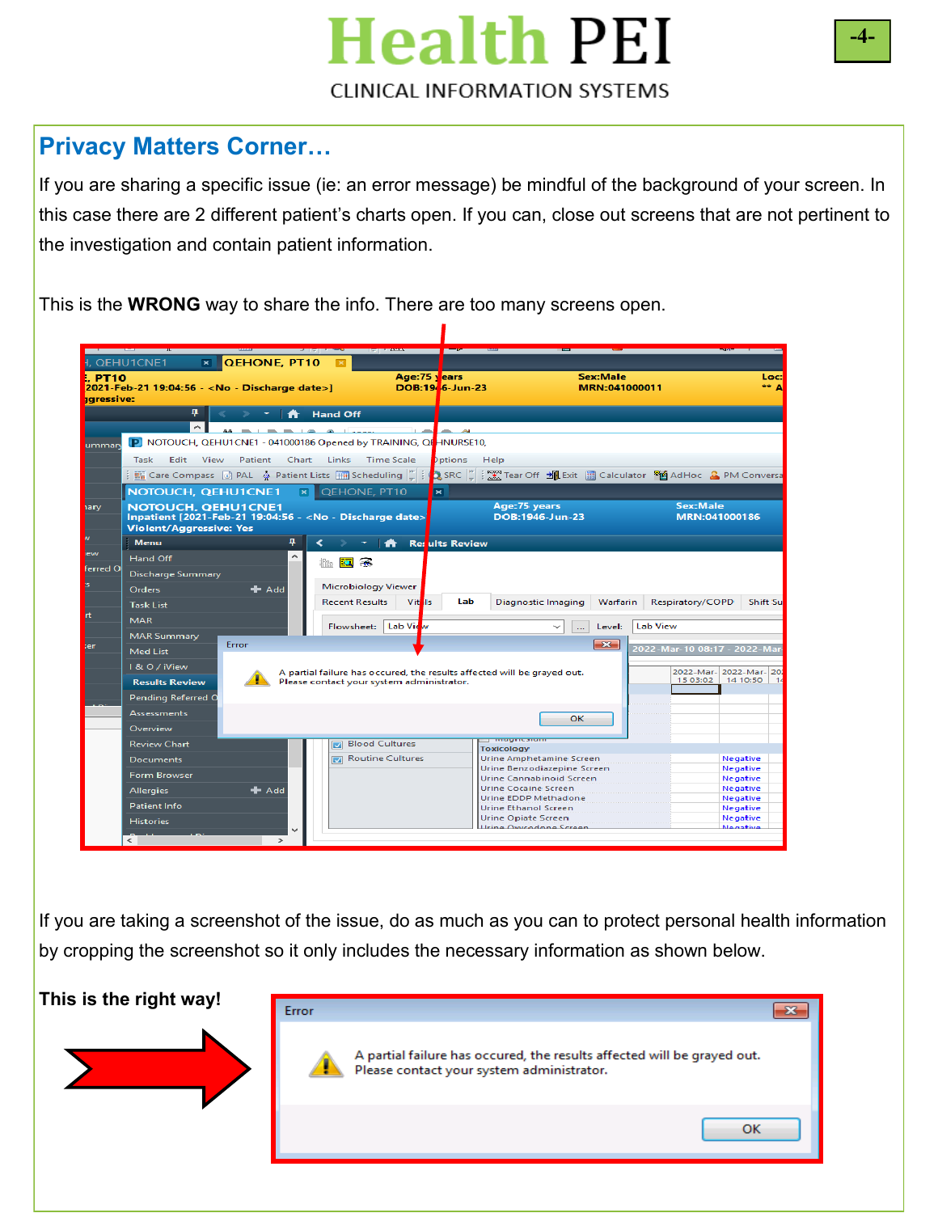# Health PEI

CLINICAL INFORMATION SYSTEMS

## Privacy Matters Corner…

If you are sharing a specific issue (ie: an error message) be mindful of the background of your screen. In this case there are 2 different patient's charts open. If you can, close out screens that are not pertinent to the investigation and contain patient information.

This is the **WRONG** way to share the info. There are too many screens open.

If you are taking a screenshot of the issue, do as much as you can to protect personal health information by cropping the screenshot so it only includes the necessary information as shown below.

**This is the right way!**

Error

A partial failure has occured, the results affected will be grayed out.
Please contact your system administrator.

OK